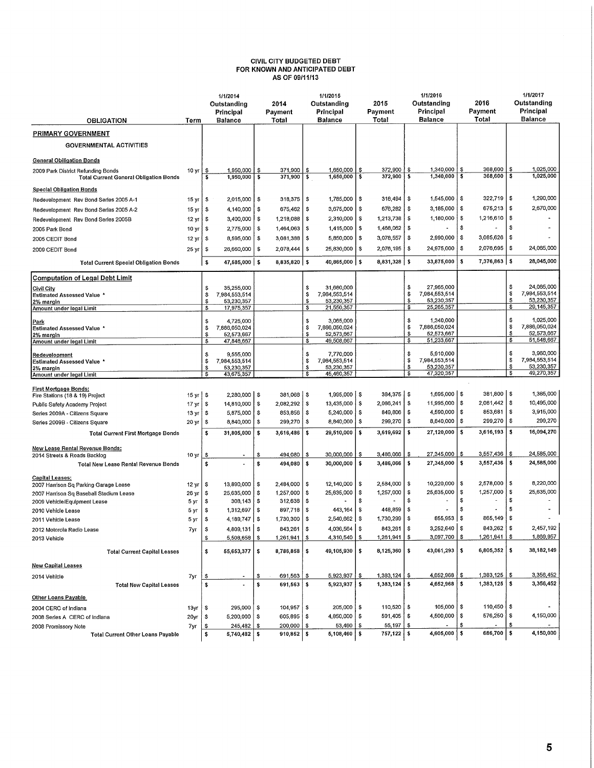# CIVIL CITY BUDGETED DEBT
## FOR KNOWN AND ANTICIPATED DEBT
### AS OF 09/11/13

| OBLIGATION | Term | 1/1/2014 Outstanding Principal Balance | 2014 Payment Total | 1/1/2015 Outstanding Principal Balance | 2015 Payment Total | 1/1/2016 Outstanding Principal Balance | 2016 Payment Total | 1/1/2017 Outstanding Principal Balance |
|---|---|---|---|---|---|---|---|---|
| **PRIMARY GOVERNMENT** | | | | | | | | |
| **GOVERNMENTAL ACTIVITIES** | | | | | | | | |
| **General Obligation Bonds** | | | | | | | | |
| 2009 Park District Refunding Bonds | 10 yr | $ 1,950,000 | $ 371,900 | $ 1,650,000 | $ 372,900 | $ 1,340,000 | $ 368,600 | $ 1,025,000 |
| **Total Current General Obligation Bonds** | | $ 1,950,000 | $ 371,900 | $ 1,650,000 | $ 372,900 | $ 1,340,000 | $ 368,600 | $ 1,025,000 |
| **Special Obligation Bonds** | | | | | | | | |
| Redevelopment Rev Bond Series 2005 A-1 | 15 yr | $ 2,015,000 | $ 318,375 | $ 1,765,000 | $ 318,494 | $ 1,545,000 | $ 322,719 | $ 1,290,000 |
| Redevelopment Rev Bond Series 2005 A-2 | 15 yr | $ 4,140,000 | $ 675,462 | $ 3,675,000 | $ 676,282 | $ 3,185,000 | $ 675,213 | $ 2,670,000 |
| Redevelopment Rev Bond Series 2005B | 12 yr | $ 3,400,000 | $ 1,218,088 | $ 2,310,000 | $ 1,213,738 | $ 1,180,000 | $ 1,216,610 | $ - |
| 2005 Park Bond | 10 yr | $ 2,775,000 | $ 1,464,063 | $ 1,415,000 | $ 1,468,062 | $ - | $ - | $ - |
| 2005 CEDIT Bond | 12 yr | $ 8,595,000 | $ 3,081,388 | $ 5,850,000 | $ 3,078,557 | $ 2,990,000 | $ 3,085,626 | $ - |
| 2009 CEDIT Bond | 25 yr | $ 26,660,000 | $ 2,078,444 | $ 25,830,000 | $ 2,076,195 | $ 24,975,000 | $ 2,076,695 | $ 24,085,000 |
| **Total Current Special Obligation Bonds** | | $ 47,585,000 | $ 8,835,820 | $ 40,865,000 | $ 8,831,328 | $ 33,875,000 | $ 7,376,863 | $ 28,045,000 |
| **Computation of Legal Debt Limit** | | | | | | | | |
| Civil City | | $ 35,255,000 | | $ 31,680,000 | | $ 27,965,000 | | $ 24,085,000 |
| Estimated Assessed Value * | | $ 7,984,553,514 | | $ 7,984,553,514 | | $ 7,984,553,514 | | $ 7,984,553,514 |
| 2% margin | | $ 53,230,357 | | $ 53,230,357 | | $ 53,230,357 | | $ 53,230,357 |
| Amount under legal Limit | | $ 17,975,357 | | $ 21,550,357 | | $ 25,265,357 | | $ 29,145,357 |
| Park | | $ 4,725,000 | | $ 3,065,000 | | $ 1,340,000 | | $ 1,025,000 |
| Estimated Assessed Value * | | $ 7,886,050,024 | | $ 7,886,050,024 | | $ 7,886,050,024 | | $ 7,886,050,024 |
| 2% margin | | $ 52,573,667 | | $ 52,573,667 | | $ 52,573,667 | | $ 52,573,667 |
| Amount under legal Limit | | $ 47,848,667 | | $ 49,508,667 | | $ 51,233,667 | | $ 51,548,667 |
| Redevelopment | | $ 9,555,000 | | $ 7,770,000 | | $ 5,910,000 | | $ 3,960,000 |
| Estimated Assessed Value * | | $ 7,984,553,514 | | $ 7,984,553,514 | | $ 7,984,553,514 | | $ 7,984,553,514 |
| 2% margin | | $ 53,230,357 | | $ 53,230,357 | | $ 53,230,357 | | $ 53,230,357 |
| Amount under legal Limit | | $ 43,675,357 | | $ 45,460,357 | | $ 47,320,357 | | $ 49,270,357 |
| **First Mortgage Bonds:** | | | | | | | | |
| Fire Stations (18 & 19) Project | 15 yr | $ 2,280,000 | $ 381,068 | $ 1,995,000 | $ 384,375 | $ 1,695,000 | $ 381,800 | $ 1,385,000 |
| Public Safety Academy Project | 17 yr | $ 14,810,000 | $ 2,082,292 | $ 13,435,000 | $ 2,086,241 | $ 11,995,000 | $ 2,081,442 | $ 10,495,000 |
| Series 2009A - Citizens Square | 13 yr | $ 5,875,000 | $ 853,856 | $ 5,240,000 | $ 849,806 | $ 4,590,000 | $ 853,681 | $ 3,915,000 |
| Series 2009B - Citizens Square | 20 yr | $ 8,840,000 | $ 299,270 | $ 8,840,000 | $ 299,270 | $ 8,840,000 | $ 299,270 | $ 299,270 |
| **Total Current First Mortgage Bonds** | | $ 31,805,000 | $ 3,616,486 | $ 29,510,000 | $ 3,619,692 | $ 27,120,000 | $ 3,616,193 | $ 16,094,270 |
| **New Lease Rental Revenue Bonds:** | | | | | | | | |
| 2014 Streets & Roads Backlog | 10 yr | $ - | $ 494,080 | $ 30,000,000 | $ 3,486,066 | $ 27,345,000 | $ 3,557,436 | $ 24,585,000 |
| **Total New Lease Rental Revenue Bonds** | | $ - | $ 494,080 | $ 30,000,000 | $ 3,486,066 | $ 27,345,000 | $ 3,557,436 | $ 24,585,000 |
| **Capital Leases:** | | | | | | | | |
| 2007 Harrison Sq Parking Garage Lease | 12 yr | $ 13,890,000 | $ 2,484,000 | $ 12,140,000 | $ 2,584,000 | $ 10,220,000 | $ 2,578,000 | $ 8,220,000 |
| 2007 Harrison Sq Baseball Stadium Lease | 26 yr | $ 25,635,000 | $ 1,257,000 | $ 25,635,000 | $ 1,257,000 | $ 25,635,000 | $ 1,257,000 | $ 25,635,000 |
| 2009 Vehicle/Equipment Lease | 5 yr | $ 308,143 | $ 312,638 | $ - | $ - | $ - | $ - | $ - |
| 2010 Vehicle Lease | 5 yr | $ 1,312,697 | $ 897,718 | $ 443,164 | $ 448,859 | $ - | $ - | $ - |
| 2011 Vehicle Lease | 5 yr | $ 4,189,747 | $ 1,730,300 | $ 2,540,662 | $ 1,730,299 | $ 855,953 | $ 865,149 | $ - |
| 2012 Motorola Radio Lease | 7yr | $ 4,809,131 | $ 843,261 | $ 4,036,564 | $ 843,261 | $ 3,252,640 | $ 843,262 | $ 2,457,192 |
| 2013 Vehicle | | $ 5,508,658 | $ 1,261,941 | $ 4,310,540 | $ 1,261,941 | $ 3,097,700 | $ 1,261,941 | $ 1,869,957 |
| **Total Current Capital Leases** | | $ 55,653,377 | $ 8,786,858 | $ 49,105,930 | $ 8,125,360 | $ 43,061,293 | $ 6,805,352 | $ 38,182,149 |
| **New Capital Leases** | | | | | | | | |
| 2014 Vehicle | 7yr | $ - | $ 691,563 | $ 5,923,937 | $ 1,383,124 | $ 4,652,968 | $ 1,383,125 | $ 3,356,452 |
| **Total New Capital Leases** | | $ - | $ 691,563 | $ 5,923,937 | $ 1,383,124 | $ 4,652,968 | $ 1,383,125 | $ 3,356,452 |
| **Other Loans Payable** | | | | | | | | |
| 2004 CERC of Indiana | 13yr | $ 295,000 | $ 104,957 | $ 205,000 | $ 110,520 | $ 105,000 | $ 110,450 | $ - |
| 2008 Series A CERC of Indiana | 20yr | $ 5,200,000 | $ 605,895 | $ 4,850,000 | $ 591,405 | $ 4,500,000 | $ 576,250 | $ 4,150,000 |
| 2008 Promissory Note | 7yr | $ 245,482 | $ 200,000 | $ 53,460 | $ 55,197 | $ - | $ - | $ - |
| **Total Current Other Loans Payable** | | $ 5,740,482 | $ 910,852 | $ 5,108,460 | $ 757,122 | $ 4,605,000 | $ 686,700 | $ 4,150,000 |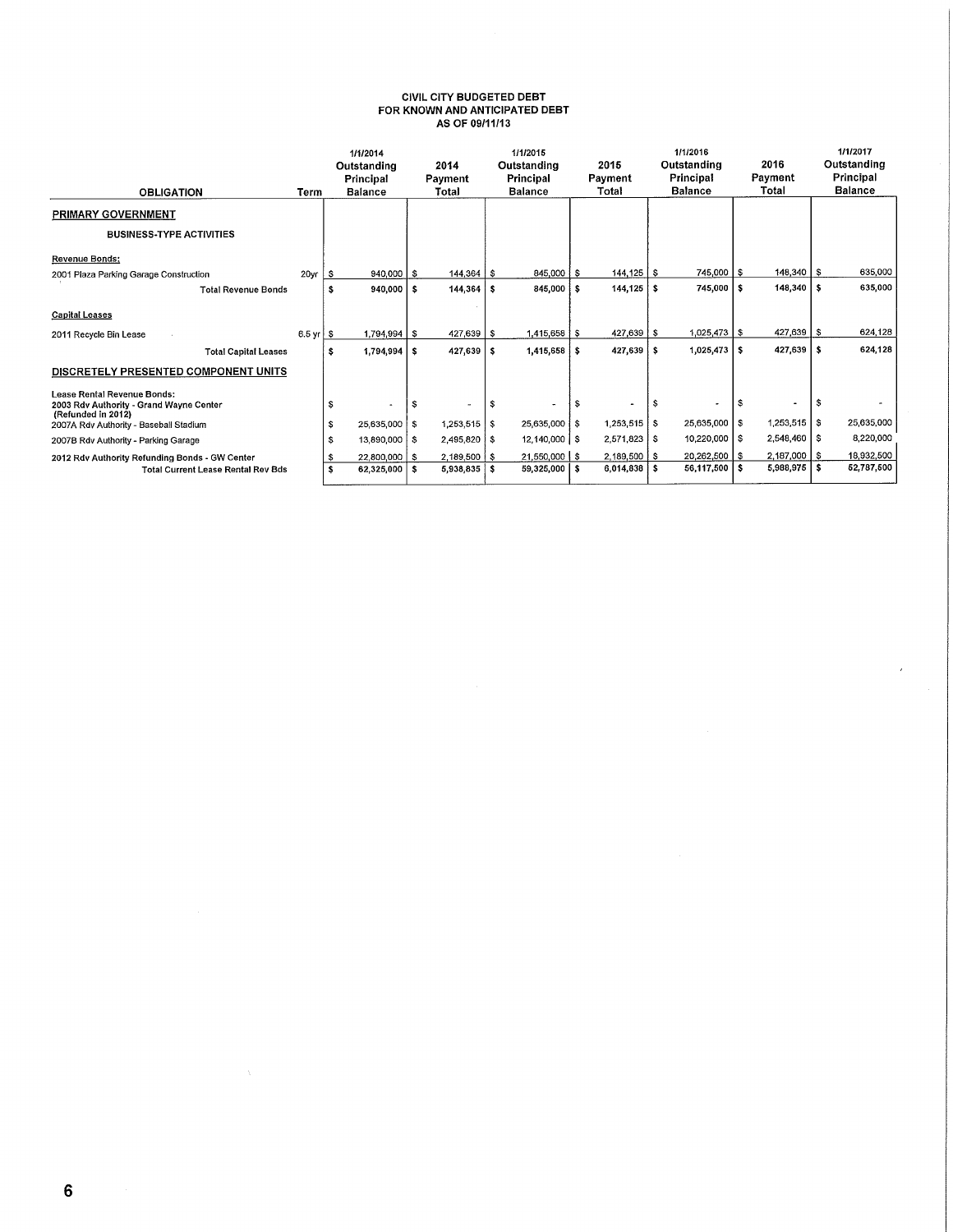# CIVIL CITY BUDGETED DEBT
## FOR KNOWN AND ANTICIPATED DEBT
### AS OF 09/11/13

| OBLIGATION | Term | 1/1/2014 Outstanding Principal Balance | 2014 Payment Total | 1/1/2015 Outstanding Principal Balance | 2015 Payment Total | 1/1/2016 Outstanding Principal Balance | 2016 Payment Total | 1/1/2017 Outstanding Principal Balance |
|---|---|---|---|---|---|---|---|---|
| **PRIMARY GOVERNMENT** | | | | | | | | |
| **BUSINESS-TYPE ACTIVITIES** | | | | | | | | |
| **Revenue Bonds:** | | | | | | | | |
| 2001 Plaza Parking Garage Construction | 20yr | $ 940,000 | $ 144,364 | $ 845,000 | $ 144,125 | $ 745,000 | $ 148,340 | $ 635,000 |
| Total Revenue Bonds | | **$ 940,000** | **$ 144,364** | **$ 845,000** | **$ 144,125** | **$ 745,000** | **$ 148,340** | **$ 635,000** |
| **Capital Leases** | | | | | | | | |
| 2011 Recycle Bin Lease | 6.5 yr | $ 1,794,994 | $ 427,639 | $ 1,415,658 | $ 427,639 | $ 1,025,473 | $ 427,639 | $ 624,128 |
| Total Capital Leases | | **$ 1,794,994** | **$ 427,639** | **$ 1,415,658** | **$ 427,639** | **$ 1,025,473** | **$ 427,639** | **$ 624,128** |
| **DISCRETELY PRESENTED COMPONENT UNITS** | | | | | | | | |
| Lease Rental Revenue Bonds: | | | | | | | | |
| 2003 Rdv Authority - Grand Wayne Center (Refunded in 2012) | | $ - | $ - | $ - | $ - | $ - | $ - | $ - |
| 2007A Rdv Authority - Baseball Stadium | | $ 25,635,000 | $ 1,253,515 | $ 25,635,000 | $ 1,253,515 | $ 25,635,000 | $ 1,253,515 | $ 25,635,000 |
| 2007B Rdv Authority - Parking Garage | | $ 13,890,000 | $ 2,495,820 | $ 12,140,000 | $ 2,571,823 | $ 10,220,000 | $ 2,548,460 | $ 8,220,000 |
| 2012 Rdv Authority Refunding Bonds - GW Center | | $ 22,800,000 | $ 2,189,500 | $ 21,550,000 | $ 2,189,500 | $ 20,262,500 | $ 2,187,000 | $ 18,932,500 |
| Total Current Lease Rental Rev Bds | | **$ 62,325,000** | **$ 5,938,835** | **$ 59,325,000** | **$ 6,014,838** | **$ 56,117,500** | **$ 5,988,975** | **$ 52,787,500** |